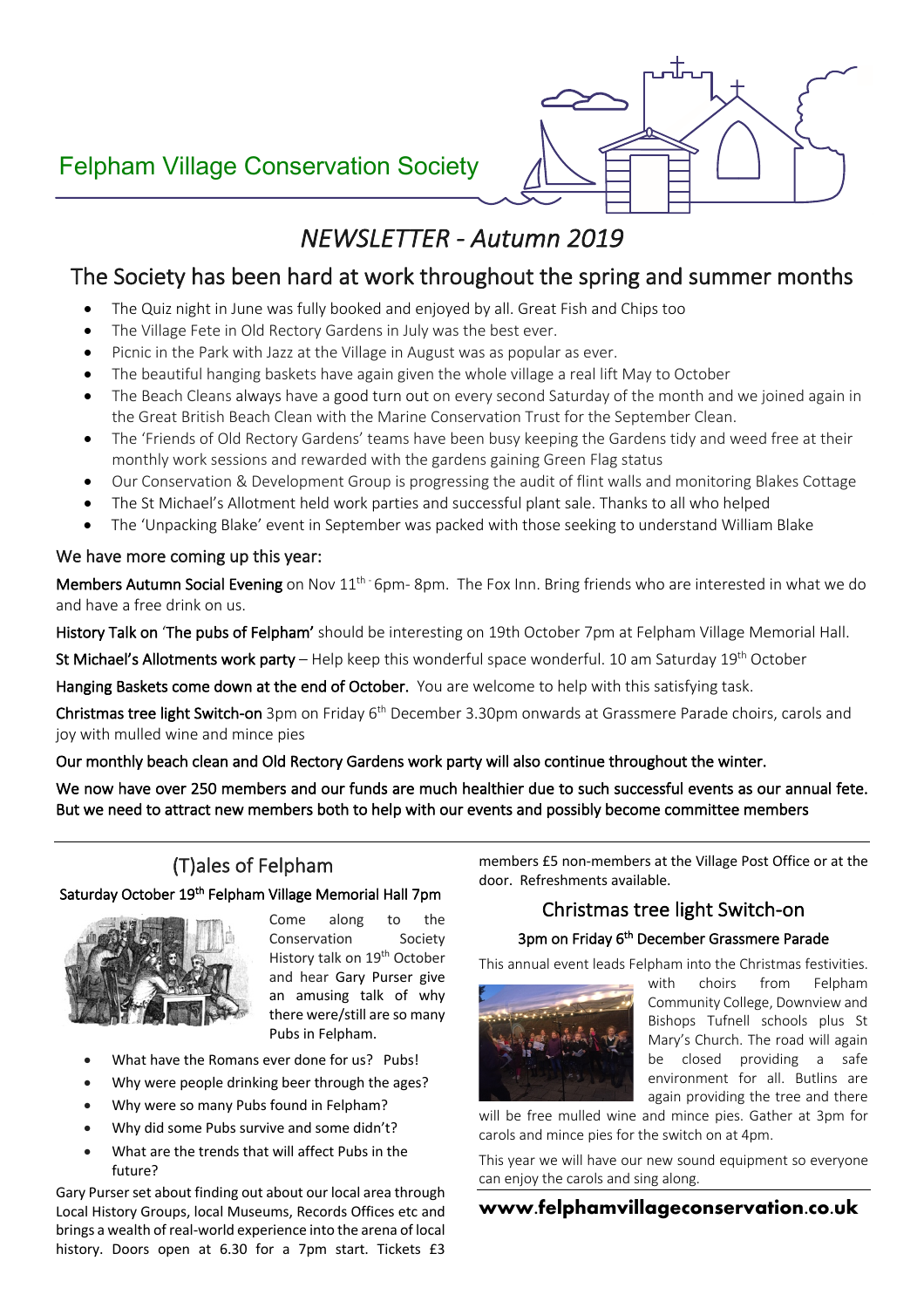# Felpham Village Conservation Society

## NEWSLETTER - Autumn 2019

## The Society has been hard at work throughout the spring and summer months

- The Quiz night in June was fully booked and enjoyed by all. Great Fish and Chips too
- The Village Fete in Old Rectory Gardens in July was the best ever.
- Picnic in the Park with Jazz at the Village in August was as popular as ever.
- The beautiful hanging baskets have again given the whole village a real lift May to October
- The Beach Cleans always have a good turn out on every second Saturday of the month and we joined again in the Great British Beach Clean with the Marine Conservation Trust for the September Clean.
- The 'Friends of Old Rectory Gardens' teams have been busy keeping the Gardens tidy and weed free at their monthly work sessions and rewarded with the gardens gaining Green Flag status
- Our Conservation & Development Group is progressing the audit of flint walls and monitoring Blakes Cottage
- The St Michael's Allotment held work parties and successful plant sale. Thanks to all who helped
- The 'Unpacking Blake' event in September was packed with those seeking to understand William Blake

### We have more coming up this year:

**Members Autumn Social Evening** on Nov 11th - 6pm- 8pm. The Fox Inn. Bring friends who are interested in what we do and have a free drink on us.

**History Talk on 'The pubs of Felpham'** should be interesting on 19th October 7pm at Felpham Village Memorial Hall.

**St Michael's Allotments work party** – Help keep this wonderful space wonderful. 10 am Saturday 19th October

**Hanging Baskets come down at the end of October.** You are welcome to help with this satisfying task.

**Christmas tree light Switch-on** 3pm on Friday 6th December 3.30pm onwards at Grassmere Parade choirs, carols and joy with mulled wine and mince pies

**Our monthly beach clean and Old Rectory Gardens work party will also continue throughout the winter.**

**We now have over 250 members and our funds are much healthier due to such successful events as our annual fete. But we need to attract new members both to help with our events and possibly become committee members**

---

## (T)ales of Felpham

### Saturday October 19th Felpham Village Memorial Hall 7pm

Come along to the Conservation Society History talk on 19th October and hear Gary Purser give an amusing talk of why there were/still are so many Pubs in Felpham.

- What have the Romans ever done for us? Pubs!
- Why were people drinking beer through the ages?
- Why were so many Pubs found in Felpham?
- Why did some Pubs survive and some didn't?
- What are the trends that will affect Pubs in the future?

Gary Purser set about finding out about our local area through Local History Groups, local Museums, Records Offices etc and brings a wealth of real-world experience into the arena of local history. Doors open at 6.30 for a 7pm start. Tickets £3 members £5 non-members at the Village Post Office or at the door. Refreshments available.

## Christmas tree light Switch-on

### 3pm on Friday 6th December Grassmere Parade

This annual event leads Felpham into the Christmas festivities. with choirs from Felpham Community College, Downview and Bishops Tufnell schools plus St Mary's Church. The road will again be closed providing a safe environment for all. Butlins are again providing the tree and there will be free mulled wine and mince pies. Gather at 3pm for carols and mince pies for the switch on at 4pm.

This year we will have our new sound equipment so everyone can enjoy the carols and sing along.

**www.felphamvillageconservation.co.uk**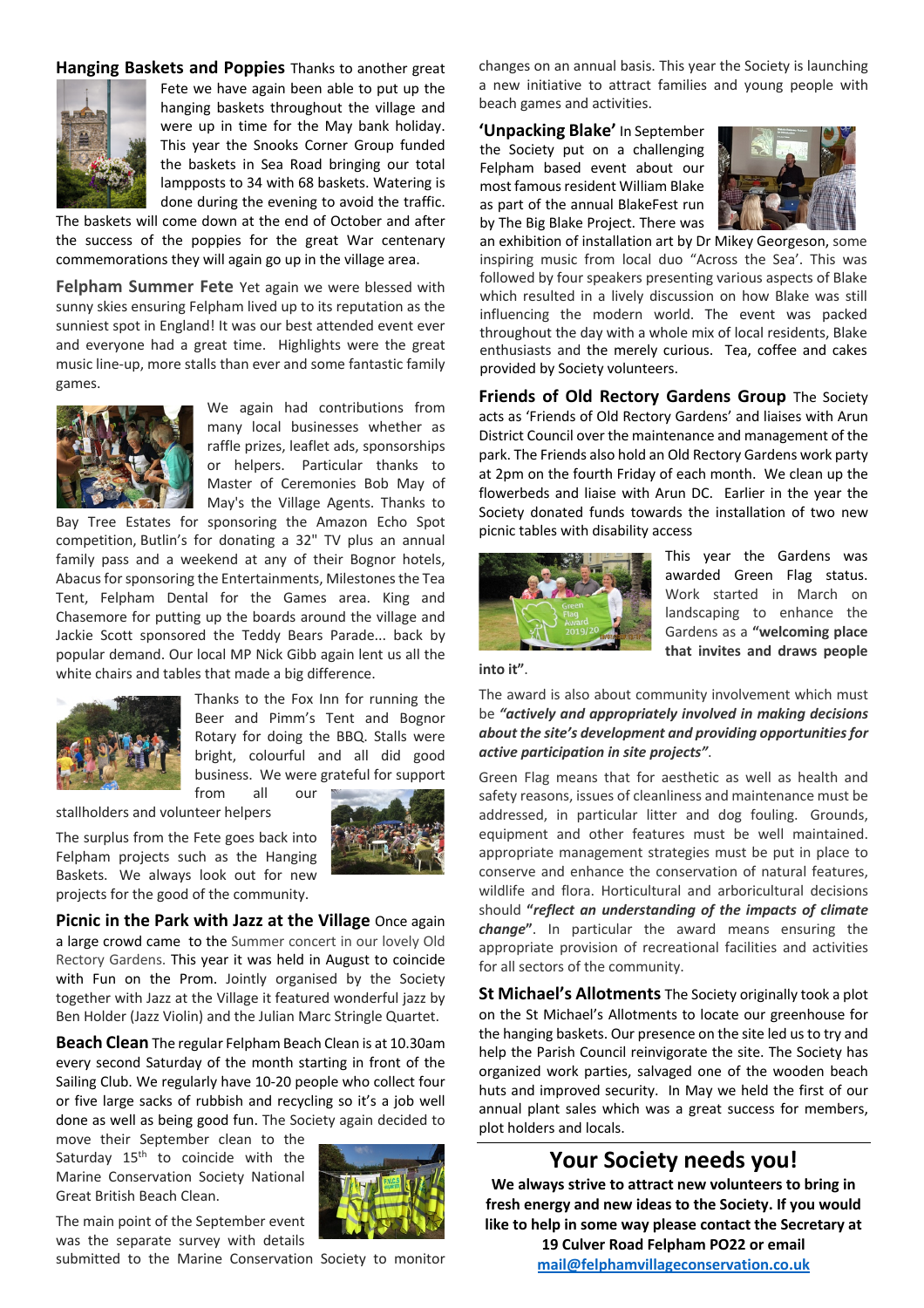**Hanging Baskets and Poppies** Thanks to another great Fete we have again been able to put up the hanging baskets throughout the village and were up in time for the May bank holiday. This year the Snooks Corner Group funded the baskets in Sea Road bringing our total lampposts to 34 with 68 baskets. Watering is done during the evening to avoid the traffic. The baskets will come down at the end of October and after the success of the poppies for the great War centenary commemorations they will again go up in the village area.

**Felpham Summer Fete** Yet again we were blessed with sunny skies ensuring Felpham lived up to its reputation as the sunniest spot in England! It was our best attended event ever and everyone had a great time. Highlights were the great music line-up, more stalls than ever and some fantastic family games.

We again had contributions from many local businesses whether as raffle prizes, leaflet ads, sponsorships or helpers. Particular thanks to Master of Ceremonies Bob May of May's the Village Agents. Thanks to Bay Tree Estates for sponsoring the Amazon Echo Spot competition, Butlin's for donating a 32" TV plus an annual family pass and a weekend at any of their Bognor hotels, Abacus for sponsoring the Entertainments, Milestones the Tea Tent, Felpham Dental for the Games area. King and Chasemore for putting up the boards around the village and Jackie Scott sponsored the Teddy Bears Parade... back by popular demand. Our local MP Nick Gibb again lent us all the white chairs and tables that made a big difference.

Thanks to the Fox Inn for running the Beer and Pimm's Tent and Bognor Rotary for doing the BBQ. Stalls were bright, colourful and all did good business. We were grateful for support from all our stallholders and volunteer helpers

The surplus from the Fete goes back into Felpham projects such as the Hanging Baskets. We always look out for new projects for the good of the community.

**Picnic in the Park with Jazz at the Village** Once again a large crowd came to the Summer concert in our lovely Old Rectory Gardens. This year it was held in August to coincide with Fun on the Prom. Jointly organised by the Society together with Jazz at the Village it featured wonderful jazz by Ben Holder (Jazz Violin) and the Julian Marc Stringle Quartet.

**Beach Clean** The regular Felpham Beach Clean is at 10.30am every second Saturday of the month starting in front of the Sailing Club. We regularly have 10-20 people who collect four or five large sacks of rubbish and recycling so it's a job well done as well as being good fun. The Society again decided to move their September clean to the Saturday 15th to coincide with the Marine Conservation Society National Great British Beach Clean.

The main point of the September event was the separate survey with details submitted to the Marine Conservation Society to monitor changes on an annual basis. This year the Society is launching a new initiative to attract families and young people with beach games and activities.

**'Unpacking Blake'** In September the Society put on a challenging Felpham based event about our most famous resident William Blake as part of the annual BlakeFest run by The Big Blake Project. There was an exhibition of installation art by Dr Mikey Georgeson, some inspiring music from local duo "Across the Sea'. This was followed by four speakers presenting various aspects of Blake which resulted in a lively discussion on how Blake was still influencing the modern world. The event was packed throughout the day with a whole mix of local residents, Blake enthusiasts and the merely curious. Tea, coffee and cakes provided by Society volunteers.

**Friends of Old Rectory Gardens Group** The Society acts as 'Friends of Old Rectory Gardens' and liaises with Arun District Council over the maintenance and management of the park. The Friends also hold an Old Rectory Gardens work party at 2pm on the fourth Friday of each month. We clean up the flowerbeds and liaise with Arun DC. Earlier in the year the Society donated funds towards the installation of two new picnic tables with disability access

This year the Gardens was awarded Green Flag status. Work started in March on landscaping to enhance the Gardens as a **"welcoming place that invites and draws people into it"**.

The award is also about community involvement which must be ***"actively and appropriately involved in making decisions about the site's development and providing opportunities for active participation in site projects"***.

Green Flag means that for aesthetic as well as health and safety reasons, issues of cleanliness and maintenance must be addressed, in particular litter and dog fouling. Grounds, equipment and other features must be well maintained. appropriate management strategies must be put in place to conserve and enhance the conservation of natural features, wildlife and flora. Horticultural and arboricultural decisions should **"*reflect an understanding of the impacts of climate change*"**. In particular the award means ensuring the appropriate provision of recreational facilities and activities for all sectors of the community.

**St Michael's Allotments** The Society originally took a plot on the St Michael's Allotments to locate our greenhouse for the hanging baskets. Our presence on the site led us to try and help the Parish Council reinvigorate the site. The Society has organized work parties, salvaged one of the wooden beach huts and improved security. In May we held the first of our annual plant sales which was a great success for members, plot holders and locals.

## Your Society needs you!

**We always strive to attract new volunteers to bring in fresh energy and new ideas to the Society. If you would like to help in some way please contact the Secretary at 19 Culver Road Felpham PO22 or email mail@felphamvillageconservation.co.uk**